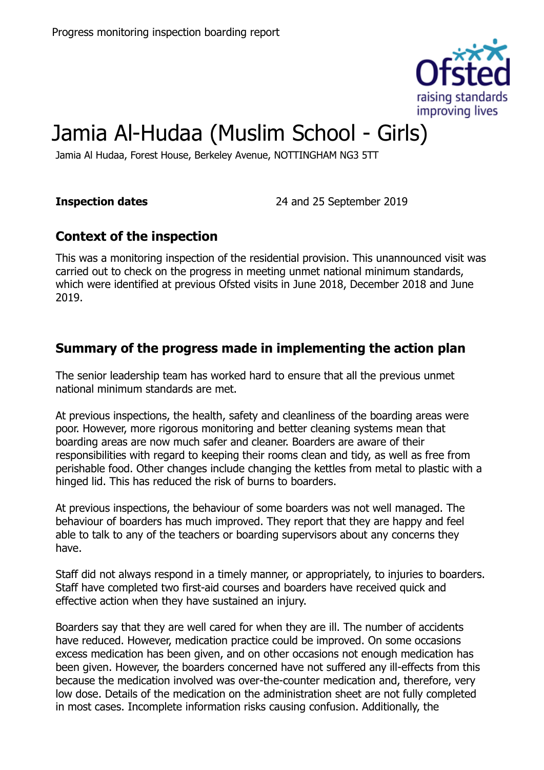# Jamia Al-Hudaa (Muslim School - Girls)

Jamia Al Hudaa, Forest House, Berkeley Avenue, NOTTINGHAM NG3 5TT

**Inspection dates** 24 and 25 September 2019

## Context of the inspection

This was a monitoring inspection of the residential provision. This unannounced visit was carried out to check on the progress in meeting unmet national minimum standards, which were identified at previous Ofsted visits in June 2018, December 2018 and June 2019.

## Summary of the progress made in implementing the action plan

The senior leadership team has worked hard to ensure that all the previous unmet national minimum standards are met.

At previous inspections, the health, safety and cleanliness of the boarding areas were poor. However, more rigorous monitoring and better cleaning systems mean that boarding areas are now much safer and cleaner. Boarders are aware of their responsibilities with regard to keeping their rooms clean and tidy, as well as free from perishable food. Other changes include changing the kettles from metal to plastic with a hinged lid. This has reduced the risk of burns to boarders.

At previous inspections, the behaviour of some boarders was not well managed. The behaviour of boarders has much improved. They report that they are happy and feel able to talk to any of the teachers or boarding supervisors about any concerns they have.

Staff did not always respond in a timely manner, or appropriately, to injuries to boarders. Staff have completed two first-aid courses and boarders have received quick and effective action when they have sustained an injury.

Boarders say that they are well cared for when they are ill. The number of accidents have reduced. However, medication practice could be improved. On some occasions excess medication has been given, and on other occasions not enough medication has been given. However, the boarders concerned have not suffered any ill-effects from this because the medication involved was over-the-counter medication and, therefore, very low dose. Details of the medication on the administration sheet are not fully completed in most cases. Incomplete information risks causing confusion. Additionally, the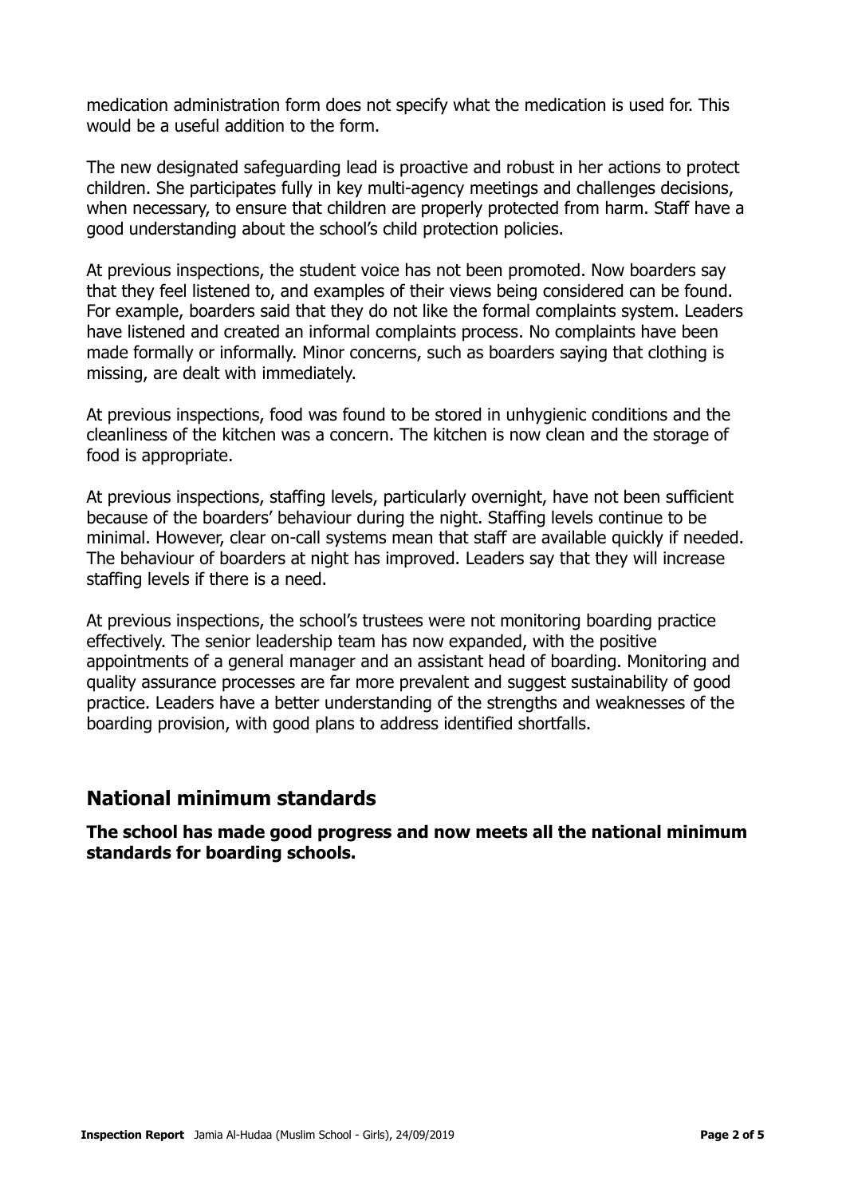medication administration form does not specify what the medication is used for. This would be a useful addition to the form.

The new designated safeguarding lead is proactive and robust in her actions to protect children. She participates fully in key multi-agency meetings and challenges decisions, when necessary, to ensure that children are properly protected from harm. Staff have a good understanding about the school's child protection policies.

At previous inspections, the student voice has not been promoted. Now boarders say that they feel listened to, and examples of their views being considered can be found. For example, boarders said that they do not like the formal complaints system. Leaders have listened and created an informal complaints process. No complaints have been made formally or informally. Minor concerns, such as boarders saying that clothing is missing, are dealt with immediately.

At previous inspections, food was found to be stored in unhygienic conditions and the cleanliness of the kitchen was a concern. The kitchen is now clean and the storage of food is appropriate.

At previous inspections, staffing levels, particularly overnight, have not been sufficient because of the boarders' behaviour during the night. Staffing levels continue to be minimal. However, clear on-call systems mean that staff are available quickly if needed. The behaviour of boarders at night has improved. Leaders say that they will increase staffing levels if there is a need.

At previous inspections, the school's trustees were not monitoring boarding practice effectively. The senior leadership team has now expanded, with the positive appointments of a general manager and an assistant head of boarding. Monitoring and quality assurance processes are far more prevalent and suggest sustainability of good practice. Leaders have a better understanding of the strengths and weaknesses of the boarding provision, with good plans to address identified shortfalls.

## National minimum standards

**The school has made good progress and now meets all the national minimum standards for boarding schools.**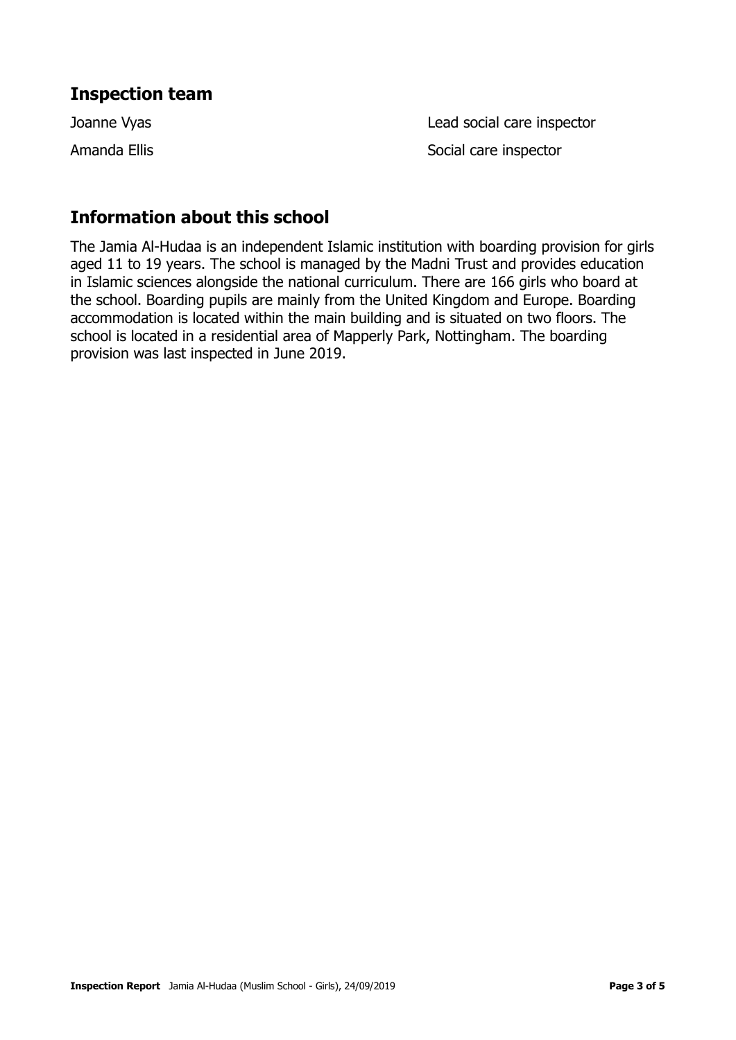## Inspection team

| | |
|---|---|
| Joanne Vyas | Lead social care inspector |
| Amanda Ellis | Social care inspector |

## Information about this school

The Jamia Al-Hudaa is an independent Islamic institution with boarding provision for girls aged 11 to 19 years. The school is managed by the Madni Trust and provides education in Islamic sciences alongside the national curriculum. There are 166 girls who board at the school. Boarding pupils are mainly from the United Kingdom and Europe. Boarding accommodation is located within the main building and is situated on two floors. The school is located in a residential area of Mapperly Park, Nottingham. The boarding provision was last inspected in June 2019.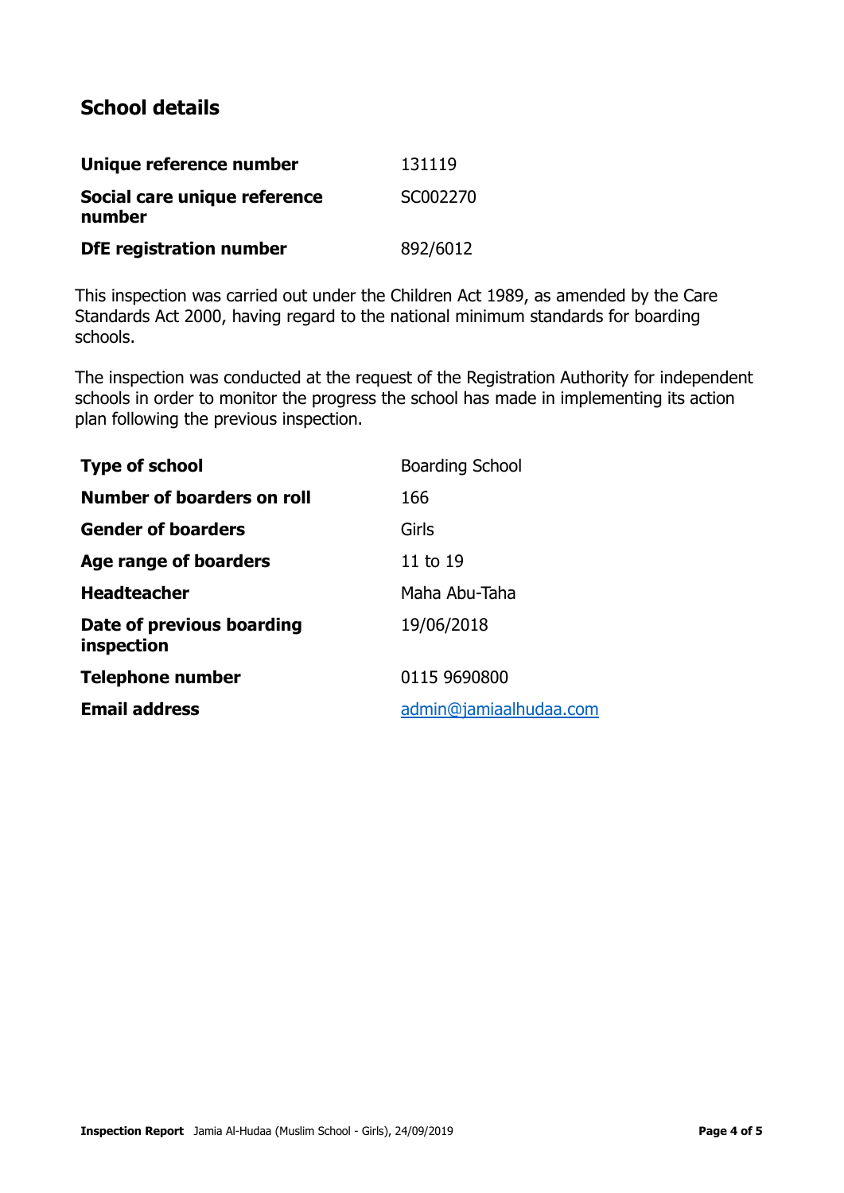## School details

| | |
|---|---|
| **Unique reference number** | 131119 |
| **Social care unique reference number** | SC002270 |
| **DfE registration number** | 892/6012 |

This inspection was carried out under the Children Act 1989, as amended by the Care Standards Act 2000, having regard to the national minimum standards for boarding schools.

The inspection was conducted at the request of the Registration Authority for independent schools in order to monitor the progress the school has made in implementing its action plan following the previous inspection.

| | |
|---|---|
| **Type of school** | Boarding School |
| **Number of boarders on roll** | 166 |
| **Gender of boarders** | Girls |
| **Age range of boarders** | 11 to 19 |
| **Headteacher** | Maha Abu-Taha |
| **Date of previous boarding inspection** | 19/06/2018 |
| **Telephone number** | 0115 9690800 |
| **Email address** | admin@jamiaalhudaa.com |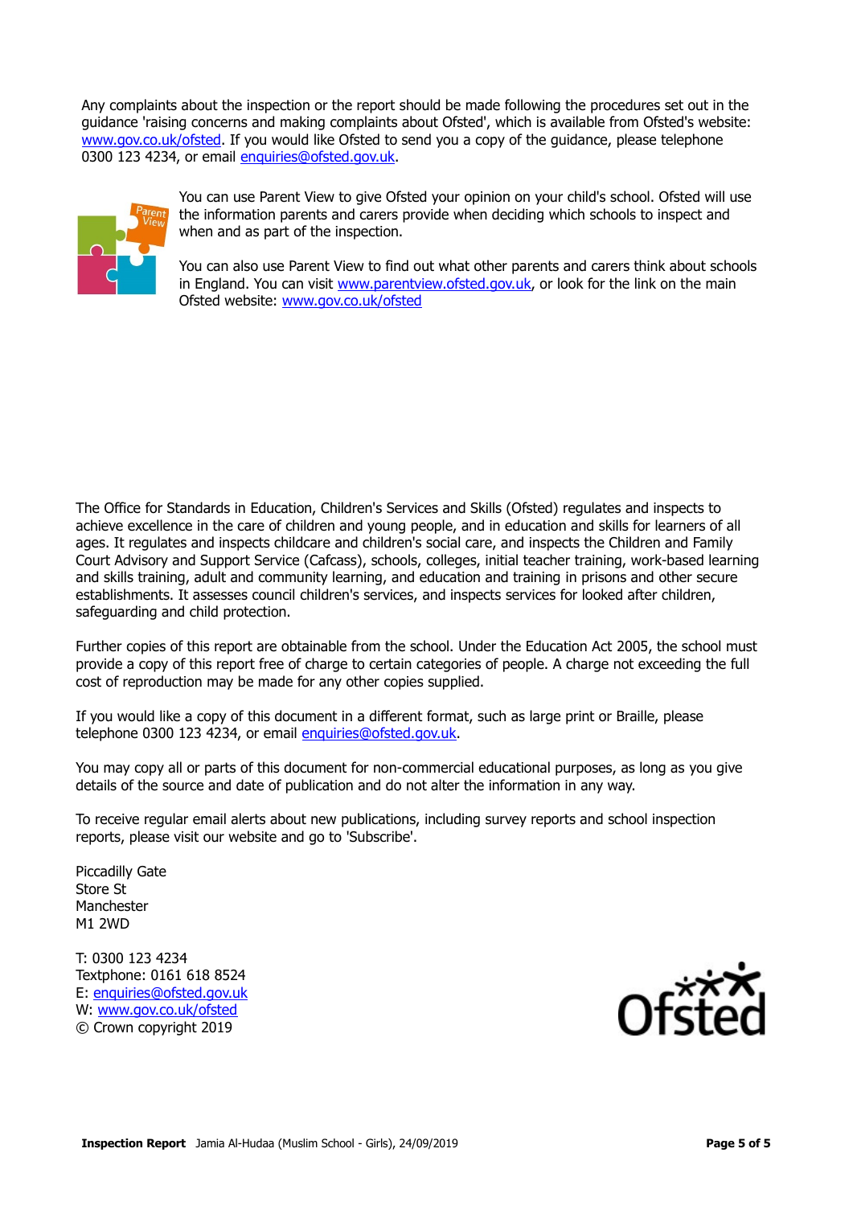Any complaints about the inspection or the report should be made following the procedures set out in the guidance 'raising concerns and making complaints about Ofsted', which is available from Ofsted's website: www.gov.co.uk/ofsted. If you would like Ofsted to send you a copy of the guidance, please telephone 0300 123 4234, or email enquiries@ofsted.gov.uk.

You can use Parent View to give Ofsted your opinion on your child's school. Ofsted will use the information parents and carers provide when deciding which schools to inspect and when and as part of the inspection.

You can also use Parent View to find out what other parents and carers think about schools in England. You can visit www.parentview.ofsted.gov.uk, or look for the link on the main Ofsted website: www.gov.co.uk/ofsted

The Office for Standards in Education, Children's Services and Skills (Ofsted) regulates and inspects to achieve excellence in the care of children and young people, and in education and skills for learners of all ages. It regulates and inspects childcare and children's social care, and inspects the Children and Family Court Advisory and Support Service (Cafcass), schools, colleges, initial teacher training, work-based learning and skills training, adult and community learning, and education and training in prisons and other secure establishments. It assesses council children's services, and inspects services for looked after children, safeguarding and child protection.

Further copies of this report are obtainable from the school. Under the Education Act 2005, the school must provide a copy of this report free of charge to certain categories of people. A charge not exceeding the full cost of reproduction may be made for any other copies supplied.

If you would like a copy of this document in a different format, such as large print or Braille, please telephone 0300 123 4234, or email enquiries@ofsted.gov.uk.

You may copy all or parts of this document for non-commercial educational purposes, as long as you give details of the source and date of publication and do not alter the information in any way.

To receive regular email alerts about new publications, including survey reports and school inspection reports, please visit our website and go to 'Subscribe'.

Piccadilly Gate
Store St
Manchester
M1 2WD

T: 0300 123 4234
Textphone: 0161 618 8524
E: enquiries@ofsted.gov.uk
W: www.gov.co.uk/ofsted
© Crown copyright 2019